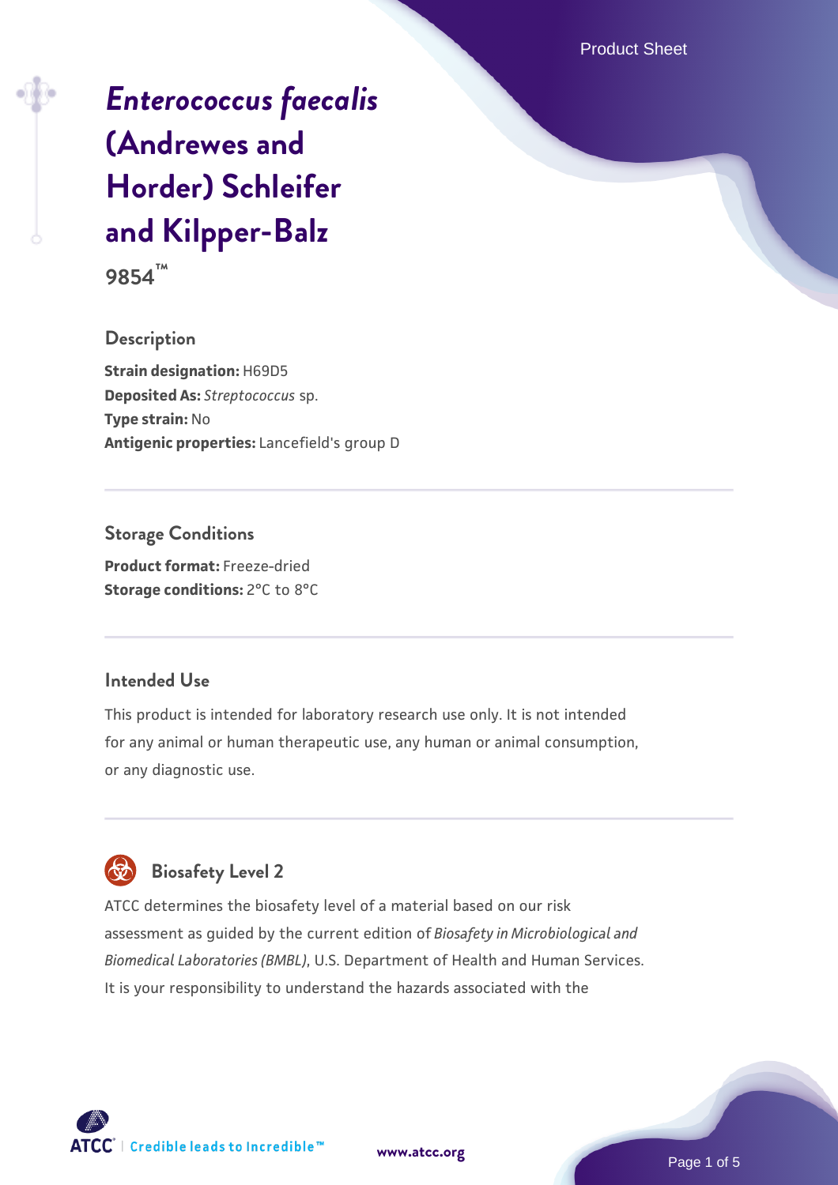# *Enterococcus faecalis* (Andrewes and Horder) Schleifer and Kilpper-Balz

**9854™**

## Description

**Strain designation:** H69D5
**Deposited As:** *Streptococcus* sp.
**Type strain:** No
**Antigenic properties:** Lancefield's group D

## Storage Conditions

**Product format:** Freeze-dried
**Storage conditions:** 2°C to 8°C

## Intended Use

This product is intended for laboratory research use only. It is not intended for any animal or human therapeutic use, any human or animal consumption, or any diagnostic use.

## Biosafety Level 2

ATCC determines the biosafety level of a material based on our risk assessment as guided by the current edition of *Biosafety in Microbiological and Biomedical Laboratories (BMBL)*, U.S. Department of Health and Human Services. It is your responsibility to understand the hazards associated with the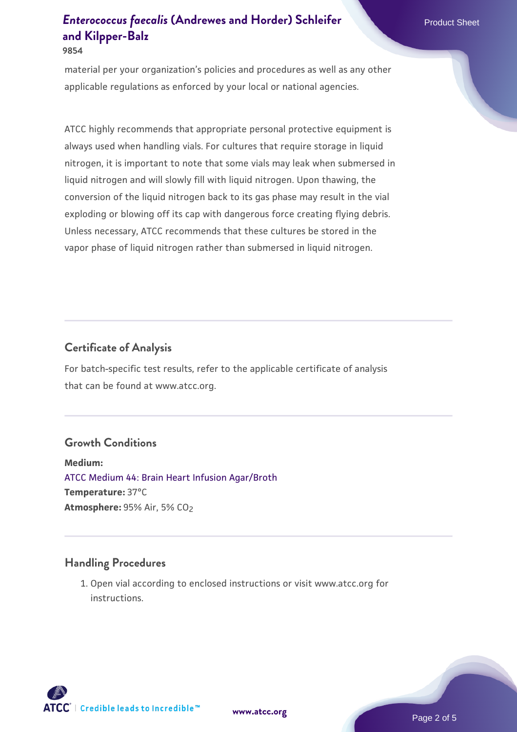material per your organization's policies and procedures as well as any other applicable regulations as enforced by your local or national agencies.

ATCC highly recommends that appropriate personal protective equipment is always used when handling vials. For cultures that require storage in liquid nitrogen, it is important to note that some vials may leak when submersed in liquid nitrogen and will slowly fill with liquid nitrogen. Upon thawing, the conversion of the liquid nitrogen back to its gas phase may result in the vial exploding or blowing off its cap with dangerous force creating flying debris. Unless necessary, ATCC recommends that these cultures be stored in the vapor phase of liquid nitrogen rather than submersed in liquid nitrogen.

## Certificate of Analysis

For batch-specific test results, refer to the applicable certificate of analysis that can be found at www.atcc.org.

## Growth Conditions

**Medium:**
ATCC Medium 44: Brain Heart Infusion Agar/Broth
**Temperature:** 37°C
**Atmosphere:** 95% Air, 5% $CO_2$

## Handling Procedures

1. Open vial according to enclosed instructions or visit www.atcc.org for instructions.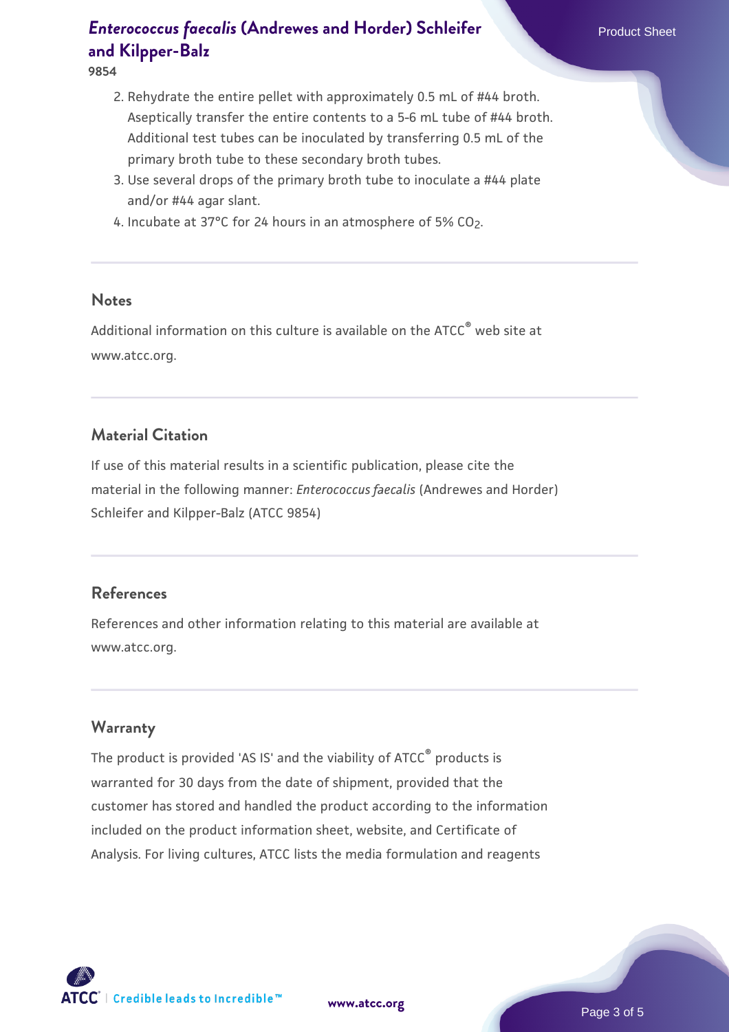2. Rehydrate the entire pellet with approximately 0.5 mL of #44 broth. Aseptically transfer the entire contents to a 5-6 mL tube of #44 broth. Additional test tubes can be inoculated by transferring 0.5 mL of the primary broth tube to these secondary broth tubes.
3. Use several drops of the primary broth tube to inoculate a #44 plate and/or #44 agar slant.
4. Incubate at 37°C for 24 hours in an atmosphere of 5% $CO_2$.

## Notes

Additional information on this culture is available on the ATCC® web site at www.atcc.org.

## Material Citation

If use of this material results in a scientific publication, please cite the material in the following manner: *Enterococcus faecalis* (Andrewes and Horder) Schleifer and Kilpper-Balz (ATCC 9854)

## References

References and other information relating to this material are available at www.atcc.org.

## Warranty

The product is provided 'AS IS' and the viability of ATCC® products is warranted for 30 days from the date of shipment, provided that the customer has stored and handled the product according to the information included on the product information sheet, website, and Certificate of Analysis. For living cultures, ATCC lists the media formulation and reagents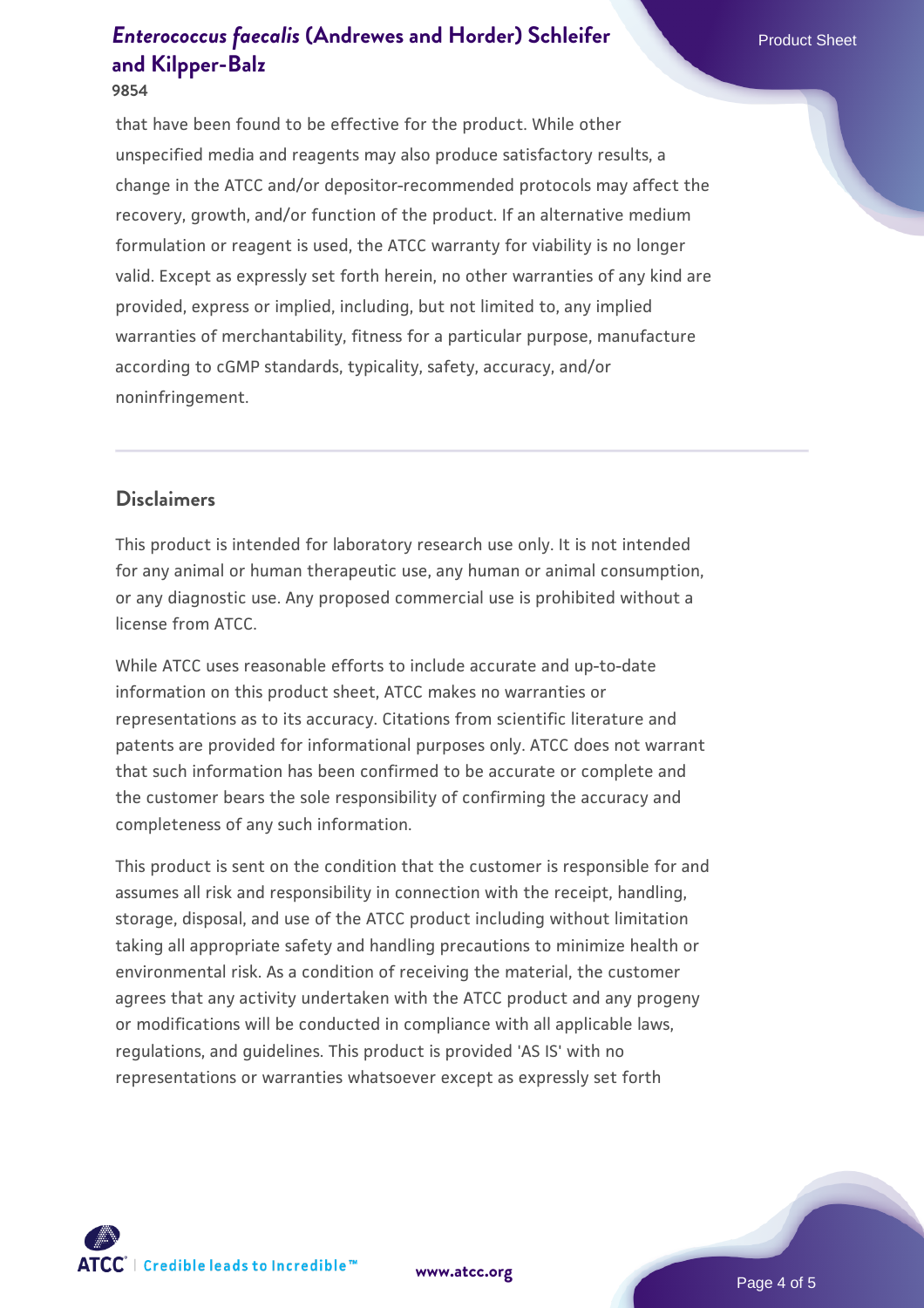that have been found to be effective for the product. While other unspecified media and reagents may also produce satisfactory results, a change in the ATCC and/or depositor-recommended protocols may affect the recovery, growth, and/or function of the product. If an alternative medium formulation or reagent is used, the ATCC warranty for viability is no longer valid. Except as expressly set forth herein, no other warranties of any kind are provided, express or implied, including, but not limited to, any implied warranties of merchantability, fitness for a particular purpose, manufacture according to cGMP standards, typicality, safety, accuracy, and/or noninfringement.

## Disclaimers

This product is intended for laboratory research use only. It is not intended for any animal or human therapeutic use, any human or animal consumption, or any diagnostic use. Any proposed commercial use is prohibited without a license from ATCC.

While ATCC uses reasonable efforts to include accurate and up-to-date information on this product sheet, ATCC makes no warranties or representations as to its accuracy. Citations from scientific literature and patents are provided for informational purposes only. ATCC does not warrant that such information has been confirmed to be accurate or complete and the customer bears the sole responsibility of confirming the accuracy and completeness of any such information.

This product is sent on the condition that the customer is responsible for and assumes all risk and responsibility in connection with the receipt, handling, storage, disposal, and use of the ATCC product including without limitation taking all appropriate safety and handling precautions to minimize health or environmental risk. As a condition of receiving the material, the customer agrees that any activity undertaken with the ATCC product and any progeny or modifications will be conducted in compliance with all applicable laws, regulations, and guidelines. This product is provided 'AS IS' with no representations or warranties whatsoever except as expressly set forth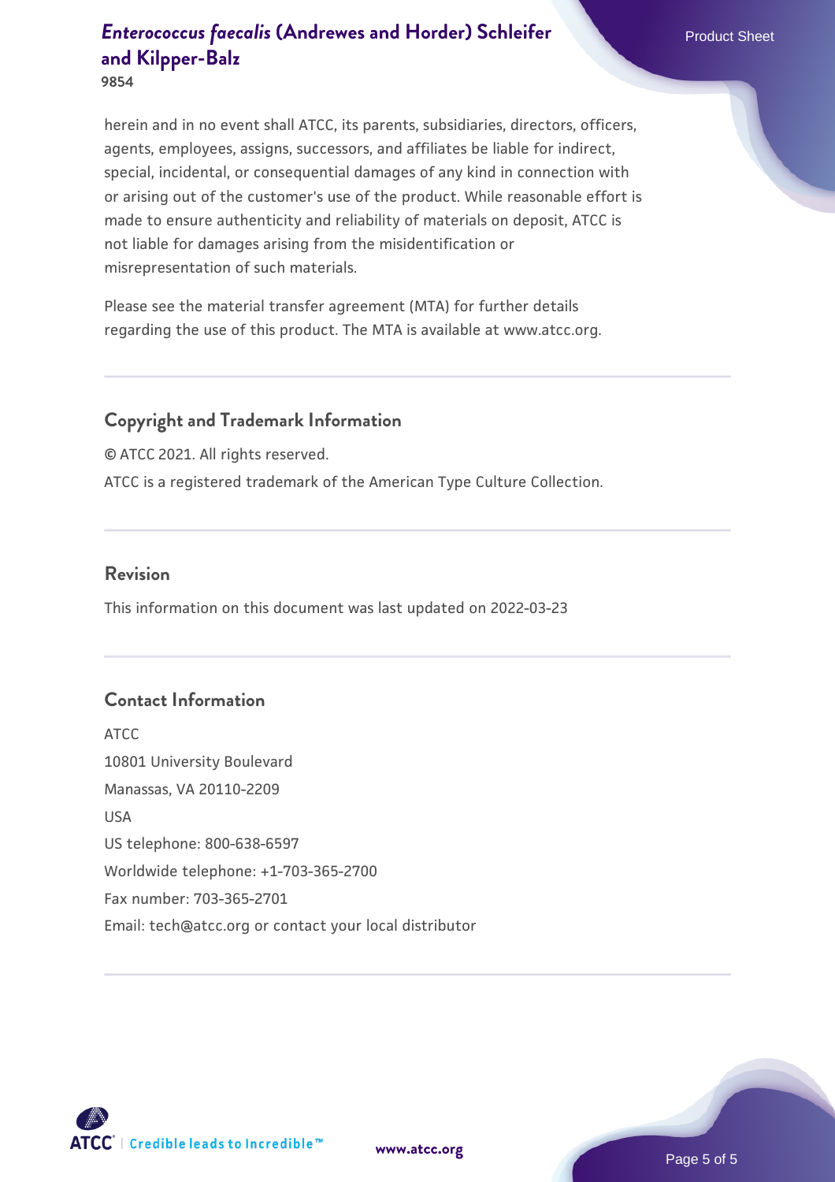herein and in no event shall ATCC, its parents, subsidiaries, directors, officers, agents, employees, assigns, successors, and affiliates be liable for indirect, special, incidental, or consequential damages of any kind in connection with or arising out of the customer's use of the product. While reasonable effort is made to ensure authenticity and reliability of materials on deposit, ATCC is not liable for damages arising from the misidentification or misrepresentation of such materials.

Please see the material transfer agreement (MTA) for further details regarding the use of this product. The MTA is available at www.atcc.org.

## Copyright and Trademark Information

© ATCC 2021. All rights reserved.

ATCC is a registered trademark of the American Type Culture Collection.

## Revision

This information on this document was last updated on 2022-03-23

## Contact Information

ATCC
10801 University Boulevard
Manassas, VA 20110-2209
USA
US telephone: 800-638-6597
Worldwide telephone: +1-703-365-2700
Fax number: 703-365-2701
Email: tech@atcc.org or contact your local distributor